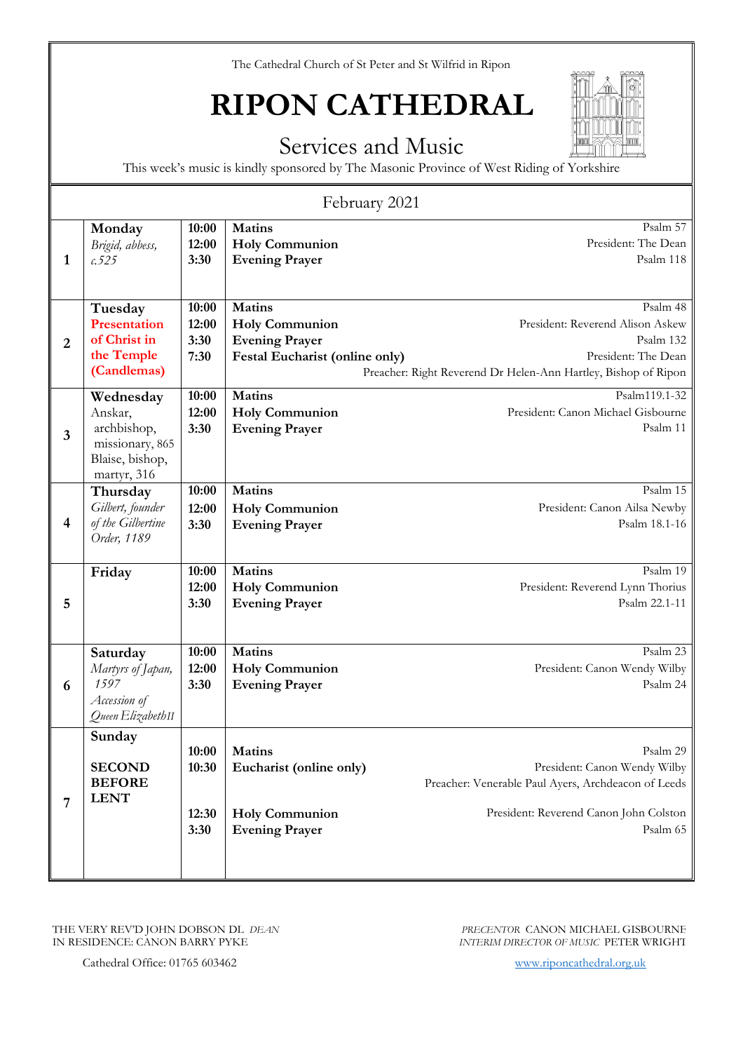The Cathedral Church of St Peter and St Wilfrid in Ripon

# RIPON CATHEDRAL

## Services and Music

This week's music is kindly sponsored by The Masonic Province of West Riding of Yorkshire

### February 2021

| Date | Day | Time | Service | Details |
|---|---|---|---|---|
| 1 | **Monday**<br>*Brigid, abbess, c.525* | **10:00**<br>**12:00**<br>**3:30** | **Matins**<br>**Holy Communion**<br>**Evening Prayer** | Psalm 57<br>President: The Dean<br>Psalm 118 |
| 2 | **Tuesday**<br>**Presentation of Christ in the Temple (Candlemas)** | **10:00**<br>**12:00**<br>**3:30**<br>**7:30** | **Matins**<br>**Holy Communion**<br>**Evening Prayer**<br>**Festal Eucharist (online only)** | Psalm 48<br>President: Reverend Alison Askew<br>Psalm 132<br>President: The Dean<br>Preacher: Right Reverend Dr Helen-Ann Hartley, Bishop of Ripon |
| 3 | **Wednesday**<br>Anskar, archbishop, missionary, 865<br>Blaise, bishop, martyr, 316 | **10:00**<br>**12:00**<br>**3:30** | **Matins**<br>**Holy Communion**<br>**Evening Prayer** | Psalm119.1-32<br>President: Canon Michael Gisbourne<br>Psalm 11 |
| 4 | **Thursday**<br>*Gilbert, founder of the Gilbertine Order, 1189* | **10:00**<br>**12:00**<br>**3:30** | **Matins**<br>**Holy Communion**<br>**Evening Prayer** | Psalm 15<br>President: Canon Ailsa Newby<br>Psalm 18.1-16 |
| 5 | **Friday** | **10:00**<br>**12:00**<br>**3:30** | **Matins**<br>**Holy Communion**<br>**Evening Prayer** | Psalm 19<br>President: Reverend Lynn Thorius<br>Psalm 22.1-11 |
| 6 | **Saturday**<br>*Martyrs of Japan, 1597*<br>*Accession of Queen ElizabethII* | **10:00**<br>**12:00**<br>**3:30** | **Matins**<br>**Holy Communion**<br>**Evening Prayer** | Psalm 23<br>President: Canon Wendy Wilby<br>Psalm 24 |
| 7 | **Sunday**<br>**SECOND BEFORE LENT** | **10:00**<br>**10:30**<br><br>**12:30**<br>**3:30** | **Matins**<br>**Eucharist (online only)**<br><br>**Holy Communion**<br>**Evening Prayer** | Psalm 29<br>President: Canon Wendy Wilby<br>Preacher: Venerable Paul Ayers, Archdeacon of Leeds<br>President: Reverend Canon John Colston<br>Psalm 65 |

THE VERY REV'D JOHN DOBSON DL *DEAN*
IN RESIDENCE: CANON BARRY PYKE

*PRECENTOR* CANON MICHAEL GISBOURNE
*INTERIM DIRECTOR OF MUSIC* PETER WRIGHT

Cathedral Office: 01765 603462

www.riponcathedral.org.uk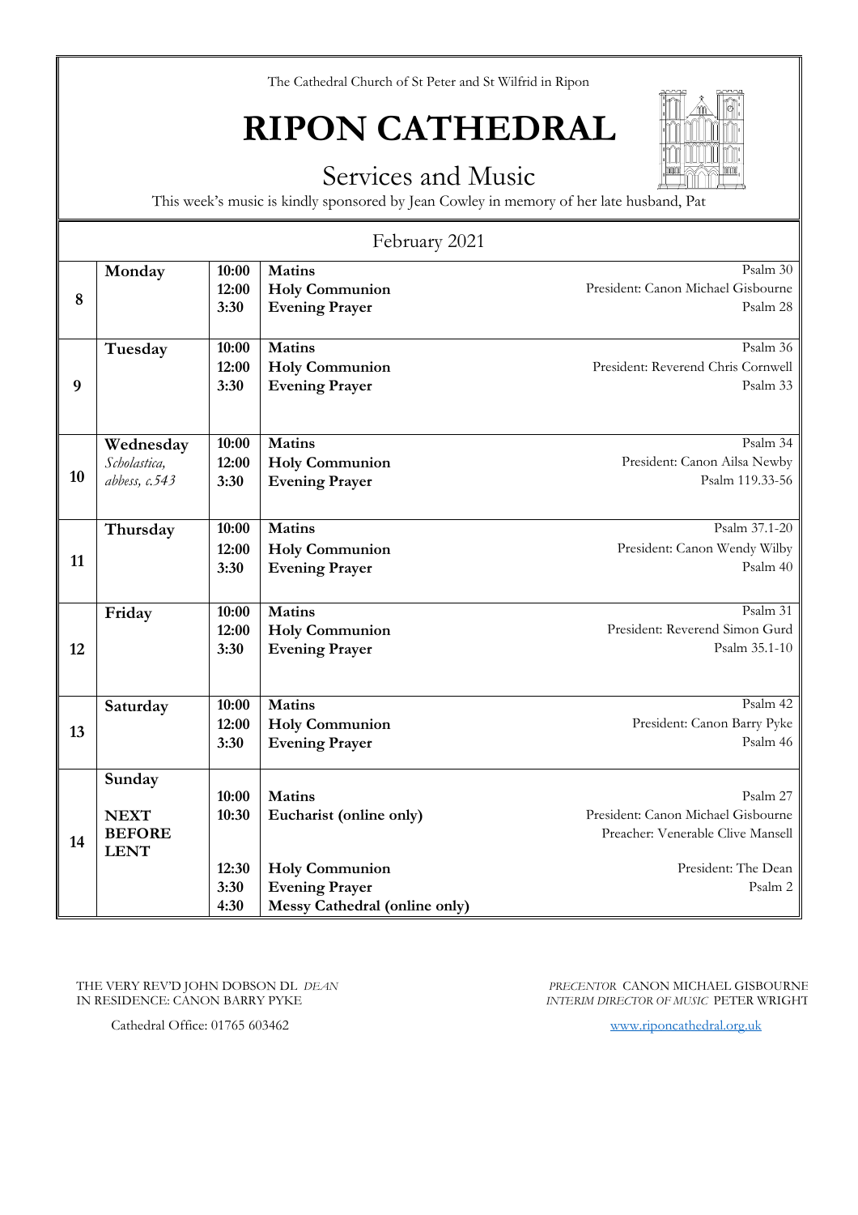The Cathedral Church of St Peter and St Wilfrid in Ripon

# RIPON CATHEDRAL

## Services and Music

This week's music is kindly sponsored by Jean Cowley in memory of her late husband, Pat

### February 2021

| Date | Day | Time | Service | Details |
|---|---|---|---|---|
| 8 | **Monday** | **10:00** | **Matins** | Psalm 30 |
| | | **12:00** | **Holy Communion** | President: Canon Michael Gisbourne |
| | | **3:30** | **Evening Prayer** | Psalm 28 |
| 9 | **Tuesday** | **10:00** | **Matins** | Psalm 36 |
| | | **12:00** | **Holy Communion** | President: Reverend Chris Cornwell |
| | | **3:30** | **Evening Prayer** | Psalm 33 |
| 10 | **Wednesday** *Scholastica, abbess, c.543* | **10:00** | **Matins** | Psalm 34 |
| | | **12:00** | **Holy Communion** | President: Canon Ailsa Newby |
| | | **3:30** | **Evening Prayer** | Psalm 119.33-56 |
| 11 | **Thursday** | **10:00** | **Matins** | Psalm 37.1-20 |
| | | **12:00** | **Holy Communion** | President: Canon Wendy Wilby |
| | | **3:30** | **Evening Prayer** | Psalm 40 |
| 12 | **Friday** | **10:00** | **Matins** | Psalm 31 |
| | | **12:00** | **Holy Communion** | President: Reverend Simon Gurd |
| | | **3:30** | **Evening Prayer** | Psalm 35.1-10 |
| 13 | **Saturday** | **10:00** | **Matins** | Psalm 42 |
| | | **12:00** | **Holy Communion** | President: Canon Barry Pyke |
| | | **3:30** | **Evening Prayer** | Psalm 46 |
| 14 | **Sunday** **NEXT BEFORE LENT** | **10:00** | **Matins** | Psalm 27 |
| | | **10:30** | **Eucharist (online only)** | President: Canon Michael Gisbourne; Preacher: Venerable Clive Mansell |
| | | **12:30** | **Holy Communion** | President: The Dean |
| | | **3:30** | **Evening Prayer** | Psalm 2 |
| | | **4:30** | **Messy Cathedral (online only)** | |

THE VERY REV'D JOHN DOBSON DL *DEAN*
IN RESIDENCE: CANON BARRY PYKE

*PRECENTOR* CANON MICHAEL GISBOURNE
*INTERIM DIRECTOR OF MUSIC* PETER WRIGHT

Cathedral Office: 01765 603462

www.riponcathedral.org.uk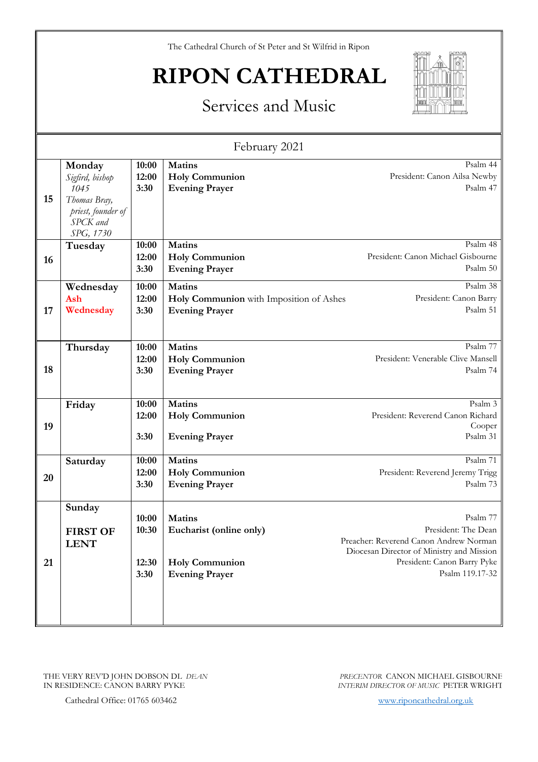The Cathedral Church of St Peter and St Wilfrid in Ripon

# RIPON CATHEDRAL

## Services and Music

| February 2021 | | | | |
|---|---|---|---|---|
| 15 | **Monday** *Sigfrid, bishop 1045* *Thomas Bray, priest, founder of SPCK and SPG, 1730* | 10:00<br>12:00<br>3:30 | **Matins**<br>**Holy Communion**<br>**Evening Prayer** | Psalm 44<br>President: Canon Ailsa Newby<br>Psalm 47 |
| 16 | **Tuesday** | 10:00<br>12:00<br>3:30 | **Matins**<br>**Holy Communion**<br>**Evening Prayer** | Psalm 48<br>President: Canon Michael Gisbourne<br>Psalm 50 |
| 17 | **Wednesday** **Ash Wednesday** | 10:00<br>12:00<br>3:30 | **Matins**<br>**Holy Communion** with Imposition of Ashes<br>**Evening Prayer** | Psalm 38<br>President: Canon Barry<br>Psalm 51 |
| 18 | **Thursday** | 10:00<br>12:00<br>3:30 | **Matins**<br>**Holy Communion**<br>**Evening Prayer** | Psalm 77<br>President: Venerable Clive Mansell<br>Psalm 74 |
| 19 | **Friday** | 10:00<br>12:00<br>3:30 | **Matins**<br>**Holy Communion**<br>**Evening Prayer** | Psalm 3<br>President: Reverend Canon Richard Cooper<br>Psalm 31 |
| 20 | **Saturday** | 10:00<br>12:00<br>3:30 | **Matins**<br>**Holy Communion**<br>**Evening Prayer** | Psalm 71<br>President: Reverend Jeremy Trigg<br>Psalm 73 |
| 21 | **Sunday** **FIRST OF LENT** | 10:00<br>10:30<br><br>12:30<br>3:30 | **Matins**<br>**Eucharist (online only)**<br><br>**Holy Communion**<br>**Evening Prayer** | Psalm 77<br>President: The Dean<br>Preacher: Reverend Canon Andrew Norman Diocesan Director of Ministry and Mission<br>President: Canon Barry Pyke<br>Psalm 119.17-32 |

THE VERY REV'D JOHN DOBSON DL *DEAN*
IN RESIDENCE: CANON BARRY PYKE

*PRECENTOR* CANON MICHAEL GISBOURNE
*INTERIM DIRECTOR OF MUSIC* PETER WRIGHT

Cathedral Office: 01765 603462

www.riponcathedral.org.uk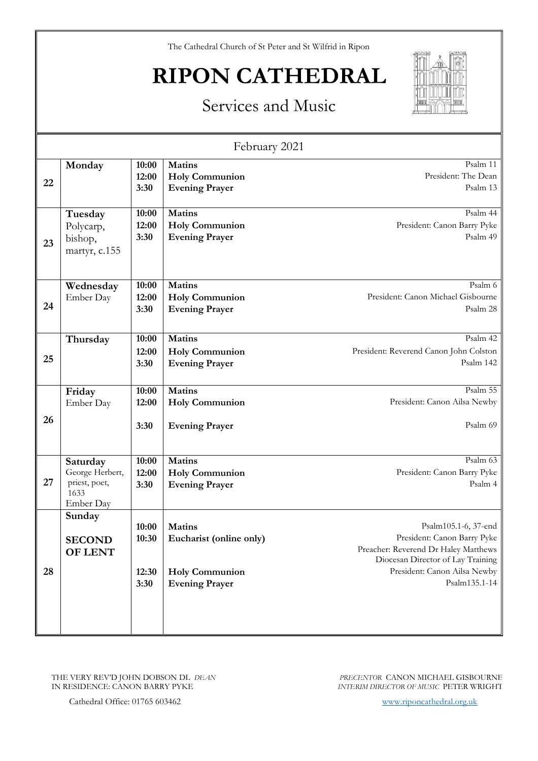The Cathedral Church of St Peter and St Wilfrid in Ripon

# RIPON CATHEDRAL

## Services and Music

February 2021

| | | | | |
|---|---|---|---|---|
| 22 | **Monday** | **10:00**<br>**12:00**<br>**3:30** | **Matins**<br>**Holy Communion**<br>**Evening Prayer** | Psalm 11<br>President: The Dean<br>Psalm 13 |
| 23 | **Tuesday**<br>Polycarp, bishop, martyr, c.155 | **10:00**<br>**12:00**<br>**3:30** | **Matins**<br>**Holy Communion**<br>**Evening Prayer** | Psalm 44<br>President: Canon Barry Pyke<br>Psalm 49 |
| 24 | **Wednesday**<br>Ember Day | **10:00**<br>**12:00**<br>**3:30** | **Matins**<br>**Holy Communion**<br>**Evening Prayer** | Psalm 6<br>President: Canon Michael Gisbourne<br>Psalm 28 |
| 25 | **Thursday** | **10:00**<br>**12:00**<br>**3:30** | **Matins**<br>**Holy Communion**<br>**Evening Prayer** | Psalm 42<br>President: Reverend Canon John Colston<br>Psalm 142 |
| 26 | **Friday**<br>Ember Day | **10:00**<br>**12:00**<br>**3:30** | **Matins**<br>**Holy Communion**<br>**Evening Prayer** | Psalm 55<br>President: Canon Ailsa Newby<br>Psalm 69 |
| 27 | **Saturday**<br>George Herbert, priest, poet, 1633<br>Ember Day | **10:00**<br>**12:00**<br>**3:30** | **Matins**<br>**Holy Communion**<br>**Evening Prayer** | Psalm 63<br>President: Canon Barry Pyke<br>Psalm 4 |
| 28 | **Sunday**<br>**SECOND OF LENT** | **10:00**<br>**10:30**<br><br>**12:30**<br>**3:30** | **Matins**<br>**Eucharist (online only)**<br><br>**Holy Communion**<br>**Evening Prayer** | Psalm105.1-6, 37-end<br>President: Canon Barry Pyke<br>Preacher: Reverend Dr Haley Matthews<br>Diocesan Director of Lay Training<br>President: Canon Ailsa Newby<br>Psalm135.1-14 |

THE VERY REV'D JOHN DOBSON DL *DEAN*
IN RESIDENCE: CANON BARRY PYKE

*PRECENTOR* CANON MICHAEL GISBOURNE
*INTERIM DIRECTOR OF MUSIC* PETER WRIGHT

Cathedral Office: 01765 603462

www.riponcathedral.org.uk